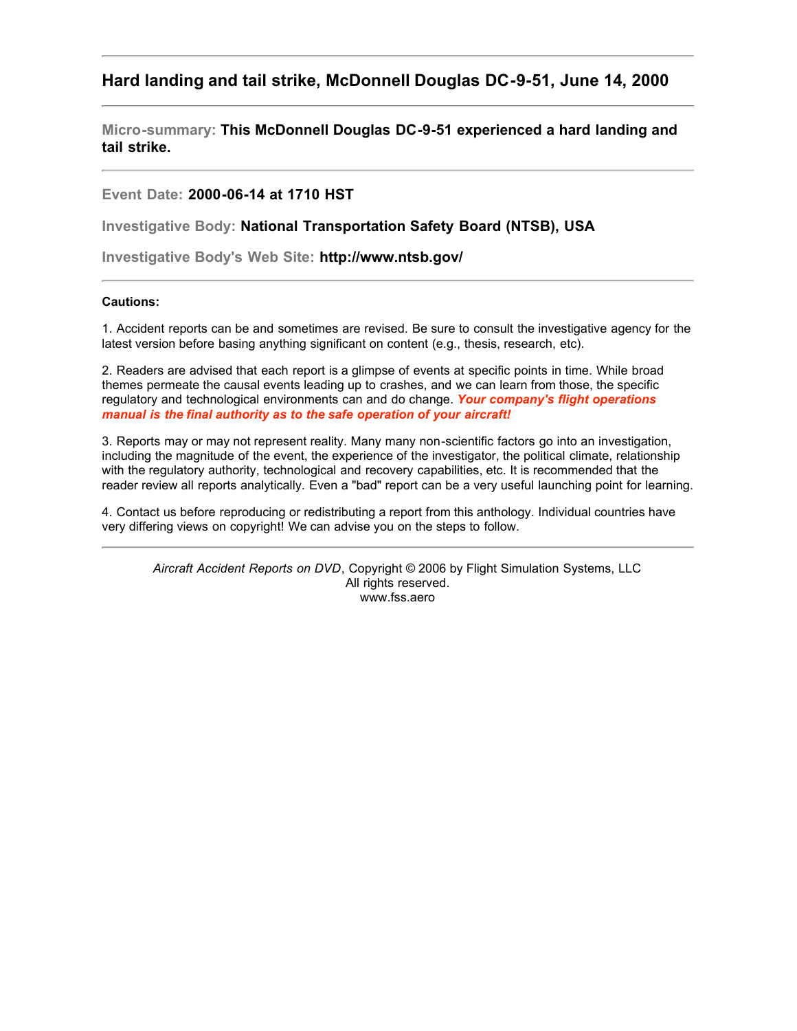## Hard landing and tail strike, McDonnell Douglas DC-9-51, June 14, 2000

---

**Micro-summary:** **This McDonnell Douglas DC-9-51 experienced a hard landing and tail strike.**

---

**Event Date:** **2000-06-14 at 1710 HST**

**Investigative Body:** **National Transportation Safety Board (NTSB), USA**

**Investigative Body's Web Site:** **http://www.ntsb.gov/**

---

**Cautions:**

1. Accident reports can be and sometimes are revised. Be sure to consult the investigative agency for the latest version before basing anything significant on content (e.g., thesis, research, etc).

2. Readers are advised that each report is a glimpse of events at specific points in time. While broad themes permeate the causal events leading up to crashes, and we can learn from those, the specific regulatory and technological environments can and do change. ***Your company's flight operations manual is the final authority as to the safe operation of your aircraft!***

3. Reports may or may not represent reality. Many many non-scientific factors go into an investigation, including the magnitude of the event, the experience of the investigator, the political climate, relationship with the regulatory authority, technological and recovery capabilities, etc. It is recommended that the reader review all reports analytically. Even a "bad" report can be a very useful launching point for learning.

4. Contact us before reproducing or redistributing a report from this anthology. Individual countries have very differing views on copyright! We can advise you on the steps to follow.

---

*Aircraft Accident Reports on DVD*, Copyright © 2006 by Flight Simulation Systems, LLC
All rights reserved.
www.fss.aero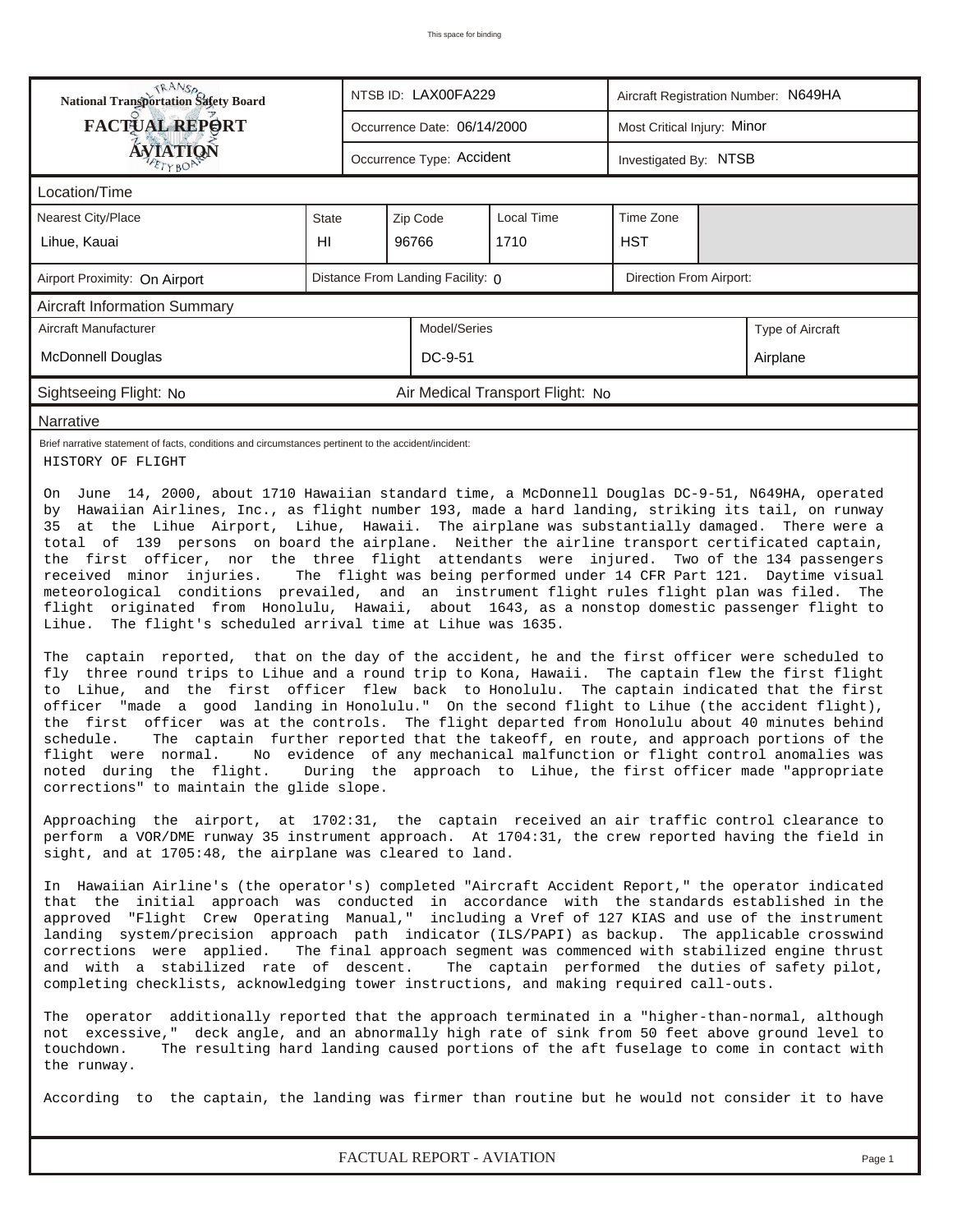This space for binding

| National Transportation Safety Board FACTUAL REPORT AVIATION | NTSB ID: LAX00FA229 | Aircraft Registration Number: N649HA |
|---|---|---|
| | Occurrence Date: 06/14/2000 | Most Critical Injury: Minor |
| | Occurrence Type: Accident | Investigated By: NTSB |

## Location/Time

| Nearest City/Place | State | Zip Code | Local Time | Time Zone |
|---|---|---|---|---|
| Lihue, Kauai | HI | 96766 | 1710 | HST |

| Airport Proximity: On Airport | Distance From Landing Facility: 0 | Direction From Airport: |
|---|---|---|

## Aircraft Information Summary

| Aircraft Manufacturer | Model/Series | Type of Aircraft |
|---|---|---|
| McDonnell Douglas | DC-9-51 | Airplane |

Sightseeing Flight: No        Air Medical Transport Flight: No

## Narrative

Brief narrative statement of facts, conditions and circumstances pertinent to the accident/incident:

HISTORY OF FLIGHT

On June 14, 2000, about 1710 Hawaiian standard time, a McDonnell Douglas DC-9-51, N649HA, operated by Hawaiian Airlines, Inc., as flight number 193, made a hard landing, striking its tail, on runway 35 at the Lihue Airport, Lihue, Hawaii. The airplane was substantially damaged. There were a total of 139 persons on board the airplane. Neither the airline transport certificated captain, the first officer, nor the three flight attendants were injured. Two of the 134 passengers received minor injuries. The flight was being performed under 14 CFR Part 121. Daytime visual meteorological conditions prevailed, and an instrument flight rules flight plan was filed. The flight originated from Honolulu, Hawaii, about 1643, as a nonstop domestic passenger flight to Lihue. The flight's scheduled arrival time at Lihue was 1635.

The captain reported, that on the day of the accident, he and the first officer were scheduled to fly three round trips to Lihue and a round trip to Kona, Hawaii. The captain flew the first flight to Lihue, and the first officer flew back to Honolulu. The captain indicated that the first officer "made a good landing in Honolulu." On the second flight to Lihue (the accident flight), the first officer was at the controls. The flight departed from Honolulu about 40 minutes behind schedule. The captain further reported that the takeoff, en route, and approach portions of the flight were normal. No evidence of any mechanical malfunction or flight control anomalies was noted during the flight. During the approach to Lihue, the first officer made "appropriate corrections" to maintain the glide slope.

Approaching the airport, at 1702:31, the captain received an air traffic control clearance to perform a VOR/DME runway 35 instrument approach. At 1704:31, the crew reported having the field in sight, and at 1705:48, the airplane was cleared to land.

In Hawaiian Airline's (the operator's) completed "Aircraft Accident Report," the operator indicated that the initial approach was conducted in accordance with the standards established in the approved "Flight Crew Operating Manual," including a Vref of 127 KIAS and use of the instrument landing system/precision approach path indicator (ILS/PAPI) as backup. The applicable crosswind corrections were applied. The final approach segment was commenced with stabilized engine thrust and with a stabilized rate of descent. The captain performed the duties of safety pilot, completing checklists, acknowledging tower instructions, and making required call-outs.

The operator additionally reported that the approach terminated in a "higher-than-normal, although not excessive," deck angle, and an abnormally high rate of sink from 50 feet above ground level to touchdown. The resulting hard landing caused portions of the aft fuselage to come in contact with the runway.

According to the captain, the landing was firmer than routine but he would not consider it to have

FACTUAL REPORT - AVIATION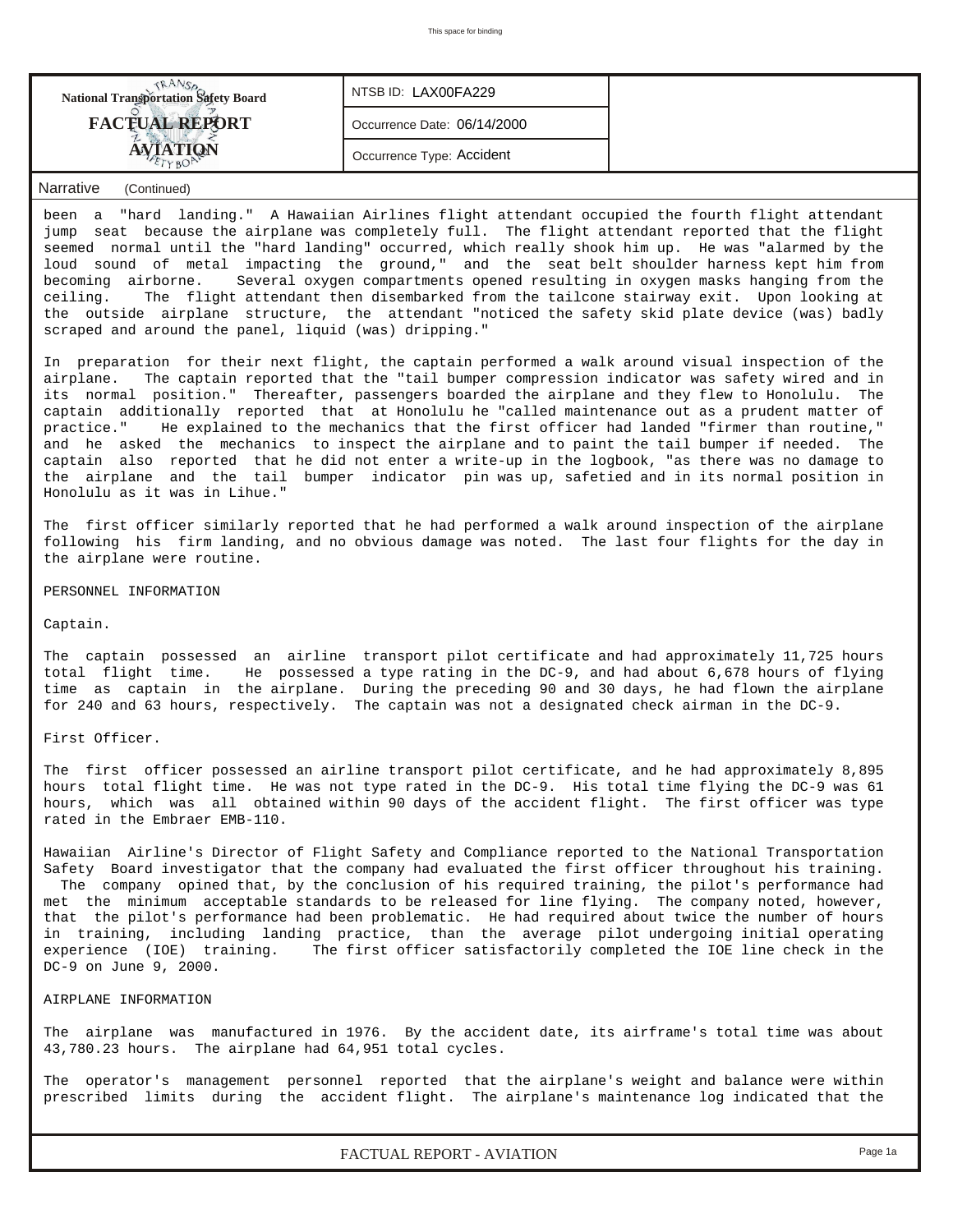**National Transportation Safety Board**

**FACTUAL REPORT**

**AVIATION**

NTSB ID: LAX00FA229

Occurrence Date: 06/14/2000

Occurrence Type: Accident

Narrative (Continued)

been a "hard landing." A Hawaiian Airlines flight attendant occupied the fourth flight attendant jump seat because the airplane was completely full. The flight attendant reported that the flight seemed normal until the "hard landing" occurred, which really shook him up. He was "alarmed by the loud sound of metal impacting the ground," and the seat belt shoulder harness kept him from becoming airborne. Several oxygen compartments opened resulting in oxygen masks hanging from the ceiling. The flight attendant then disembarked from the tailcone stairway exit. Upon looking at the outside airplane structure, the attendant "noticed the safety skid plate device (was) badly scraped and around the panel, liquid (was) dripping."

In preparation for their next flight, the captain performed a walk around visual inspection of the airplane. The captain reported that the "tail bumper compression indicator was safety wired and in its normal position." Thereafter, passengers boarded the airplane and they flew to Honolulu. The captain additionally reported that at Honolulu he "called maintenance out as a prudent matter of practice." He explained to the mechanics that the first officer had landed "firmer than routine," and he asked the mechanics to inspect the airplane and to paint the tail bumper if needed. The captain also reported that he did not enter a write-up in the logbook, "as there was no damage to the airplane and the tail bumper indicator pin was up, safetied and in its normal position in Honolulu as it was in Lihue."

The first officer similarly reported that he had performed a walk around inspection of the airplane following his firm landing, and no obvious damage was noted. The last four flights for the day in the airplane were routine.

PERSONNEL INFORMATION

Captain.

The captain possessed an airline transport pilot certificate and had approximately 11,725 hours total flight time. He possessed a type rating in the DC-9, and had about 6,678 hours of flying time as captain in the airplane. During the preceding 90 and 30 days, he had flown the airplane for 240 and 63 hours, respectively. The captain was not a designated check airman in the DC-9.

First Officer.

The first officer possessed an airline transport pilot certificate, and he had approximately 8,895 hours total flight time. He was not type rated in the DC-9. His total time flying the DC-9 was 61 hours, which was all obtained within 90 days of the accident flight. The first officer was type rated in the Embraer EMB-110.

Hawaiian Airline's Director of Flight Safety and Compliance reported to the National Transportation Safety Board investigator that the company had evaluated the first officer throughout his training. The company opined that, by the conclusion of his required training, the pilot's performance had met the minimum acceptable standards to be released for line flying. The company noted, however, that the pilot's performance had been problematic. He had required about twice the number of hours in training, including landing practice, than the average pilot undergoing initial operating experience (IOE) training. The first officer satisfactorily completed the IOE line check in the DC-9 on June 9, 2000.

AIRPLANE INFORMATION

The airplane was manufactured in 1976. By the accident date, its airframe's total time was about 43,780.23 hours. The airplane had 64,951 total cycles.

The operator's management personnel reported that the airplane's weight and balance were within prescribed limits during the accident flight. The airplane's maintenance log indicated that the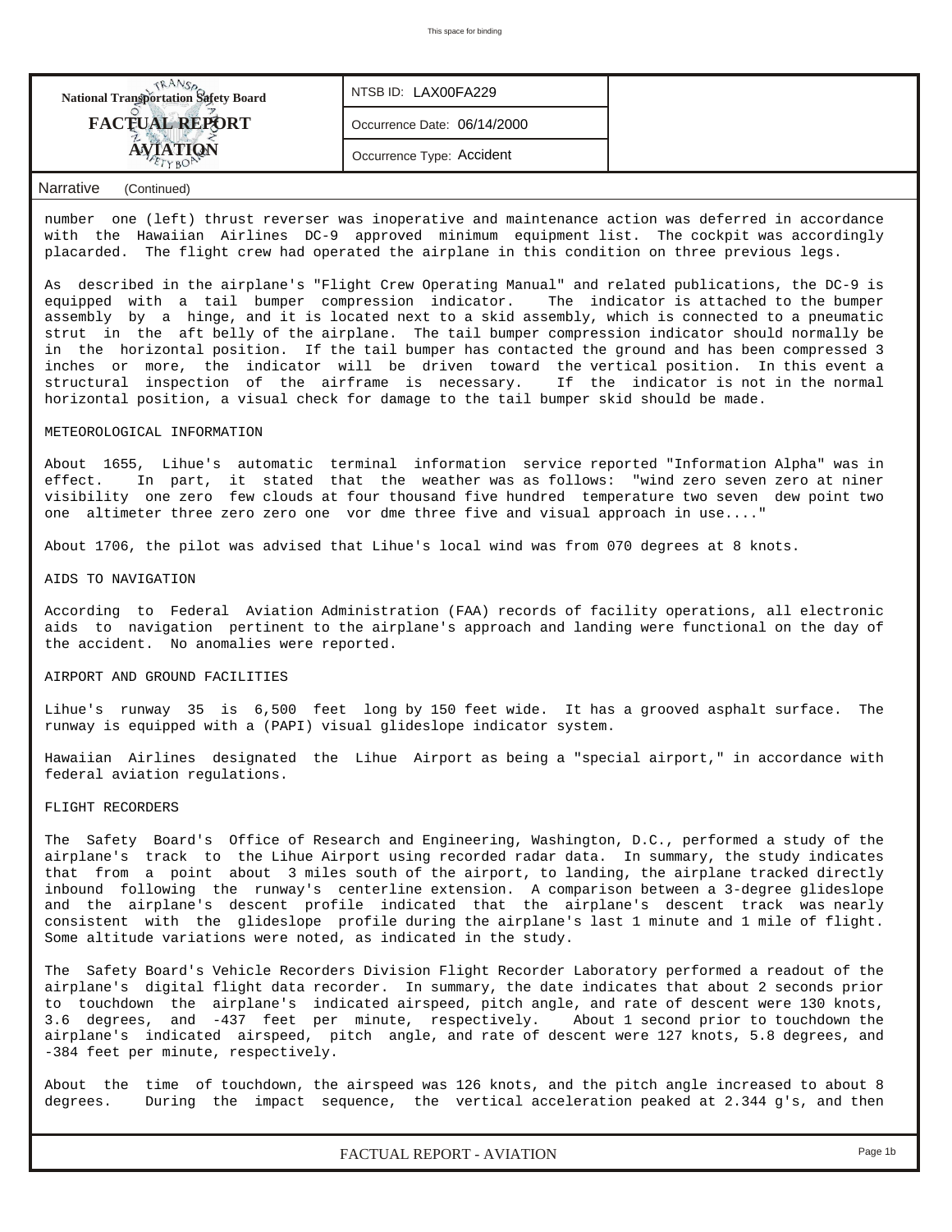Narrative (Continued)

number one (left) thrust reverser was inoperative and maintenance action was deferred in accordance with the Hawaiian Airlines DC-9 approved minimum equipment list. The cockpit was accordingly placarded. The flight crew had operated the airplane in this condition on three previous legs.

As described in the airplane's "Flight Crew Operating Manual" and related publications, the DC-9 is equipped with a tail bumper compression indicator. The indicator is attached to the bumper assembly by a hinge, and it is located next to a skid assembly, which is connected to a pneumatic strut in the aft belly of the airplane. The tail bumper compression indicator should normally be in the horizontal position. If the tail bumper has contacted the ground and has been compressed 3 inches or more, the indicator will be driven toward the vertical position. In this event a structural inspection of the airframe is necessary. If the indicator is not in the normal horizontal position, a visual check for damage to the tail bumper skid should be made.

METEOROLOGICAL INFORMATION

About 1655, Lihue's automatic terminal information service reported "Information Alpha" was in effect. In part, it stated that the weather was as follows: "wind zero seven zero at niner visibility one zero few clouds at four thousand five hundred temperature two seven dew point two one altimeter three zero zero one vor dme three five and visual approach in use...."

About 1706, the pilot was advised that Lihue's local wind was from 070 degrees at 8 knots.

AIDS TO NAVIGATION

According to Federal Aviation Administration (FAA) records of facility operations, all electronic aids to navigation pertinent to the airplane's approach and landing were functional on the day of the accident. No anomalies were reported.

AIRPORT AND GROUND FACILITIES

Lihue's runway 35 is 6,500 feet long by 150 feet wide. It has a grooved asphalt surface. The runway is equipped with a (PAPI) visual glideslope indicator system.

Hawaiian Airlines designated the Lihue Airport as being a "special airport," in accordance with federal aviation regulations.

FLIGHT RECORDERS

The Safety Board's Office of Research and Engineering, Washington, D.C., performed a study of the airplane's track to the Lihue Airport using recorded radar data. In summary, the study indicates that from a point about 3 miles south of the airport, to landing, the airplane tracked directly inbound following the runway's centerline extension. A comparison between a 3-degree glideslope and the airplane's descent profile indicated that the airplane's descent track was nearly consistent with the glideslope profile during the airplane's last 1 minute and 1 mile of flight. Some altitude variations were noted, as indicated in the study.

The Safety Board's Vehicle Recorders Division Flight Recorder Laboratory performed a readout of the airplane's digital flight data recorder. In summary, the date indicates that about 2 seconds prior to touchdown the airplane's indicated airspeed, pitch angle, and rate of descent were 130 knots, 3.6 degrees, and -437 feet per minute, respectively. About 1 second prior to touchdown the airplane's indicated airspeed, pitch angle, and rate of descent were 127 knots, 5.8 degrees, and -384 feet per minute, respectively.

About the time of touchdown, the airspeed was 126 knots, and the pitch angle increased to about 8 degrees. During the impact sequence, the vertical acceleration peaked at 2.344 g's, and then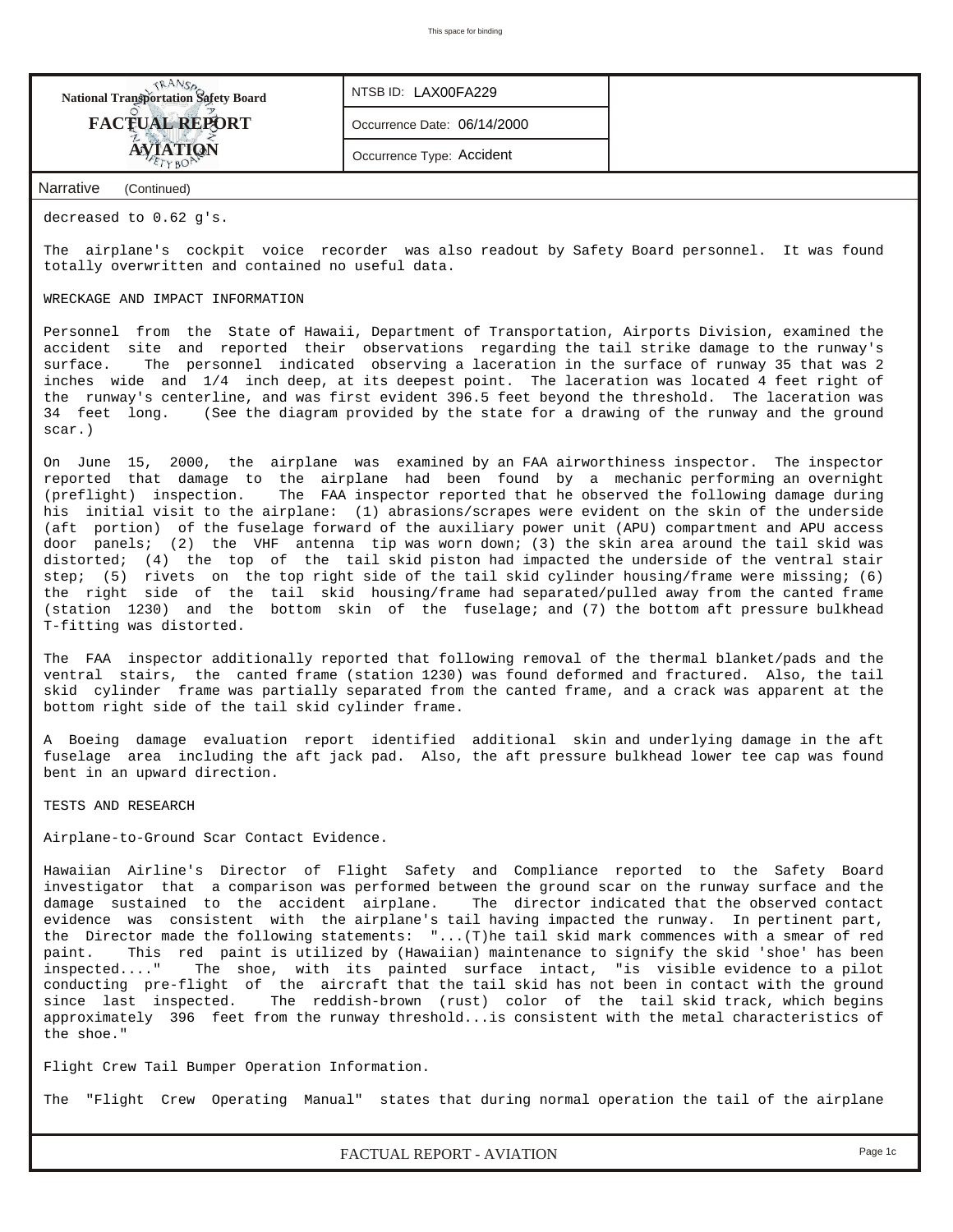decreased to 0.62 g's.

The airplane's cockpit voice recorder was also readout by Safety Board personnel. It was found totally overwritten and contained no useful data.

WRECKAGE AND IMPACT INFORMATION

Personnel from the State of Hawaii, Department of Transportation, Airports Division, examined the accident site and reported their observations regarding the tail strike damage to the runway's surface. The personnel indicated observing a laceration in the surface of runway 35 that was 2 inches wide and 1/4 inch deep, at its deepest point. The laceration was located 4 feet right of the runway's centerline, and was first evident 396.5 feet beyond the threshold. The laceration was 34 feet long. (See the diagram provided by the state for a drawing of the runway and the ground scar.)

On June 15, 2000, the airplane was examined by an FAA airworthiness inspector. The inspector reported that damage to the airplane had been found by a mechanic performing an overnight (preflight) inspection. The FAA inspector reported that he observed the following damage during his initial visit to the airplane: (1) abrasions/scrapes were evident on the skin of the underside (aft portion) of the fuselage forward of the auxiliary power unit (APU) compartment and APU access door panels; (2) the VHF antenna tip was worn down; (3) the skin area around the tail skid was distorted; (4) the top of the tail skid piston had impacted the underside of the ventral stair step; (5) rivets on the top right side of the tail skid cylinder housing/frame were missing; (6) the right side of the tail skid housing/frame had separated/pulled away from the canted frame (station 1230) and the bottom skin of the fuselage; and (7) the bottom aft pressure bulkhead T-fitting was distorted.

The FAA inspector additionally reported that following removal of the thermal blanket/pads and the ventral stairs, the canted frame (station 1230) was found deformed and fractured. Also, the tail skid cylinder frame was partially separated from the canted frame, and a crack was apparent at the bottom right side of the tail skid cylinder frame.

A Boeing damage evaluation report identified additional skin and underlying damage in the aft fuselage area including the aft jack pad. Also, the aft pressure bulkhead lower tee cap was found bent in an upward direction.

TESTS AND RESEARCH

Airplane-to-Ground Scar Contact Evidence.

Hawaiian Airline's Director of Flight Safety and Compliance reported to the Safety Board investigator that a comparison was performed between the ground scar on the runway surface and the damage sustained to the accident airplane. The director indicated that the observed contact evidence was consistent with the airplane's tail having impacted the runway. In pertinent part, the Director made the following statements: "...(T)he tail skid mark commences with a smear of red paint. This red paint is utilized by (Hawaiian) maintenance to signify the skid 'shoe' has been inspected...." The shoe, with its painted surface intact, "is visible evidence to a pilot conducting pre-flight of the aircraft that the tail skid has not been in contact with the ground since last inspected. The reddish-brown (rust) color of the tail skid track, which begins approximately 396 feet from the runway threshold...is consistent with the metal characteristics of the shoe."

Flight Crew Tail Bumper Operation Information.

The "Flight Crew Operating Manual" states that during normal operation the tail of the airplane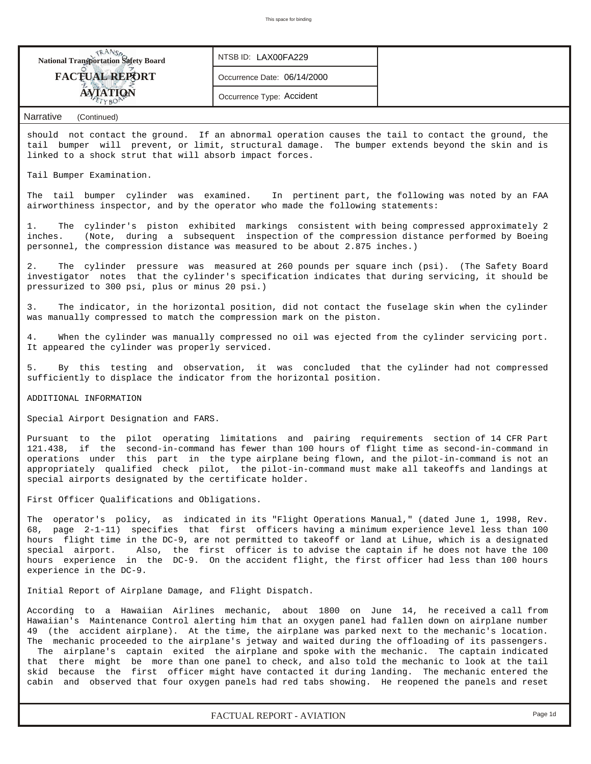should not contact the ground. If an abnormal operation causes the tail to contact the ground, the tail bumper will prevent, or limit, structural damage. The bumper extends beyond the skin and is linked to a shock strut that will absorb impact forces.

Tail Bumper Examination.

The tail bumper cylinder was examined. In pertinent part, the following was noted by an FAA airworthiness inspector, and by the operator who made the following statements:

1. The cylinder's piston exhibited markings consistent with being compressed approximately 2 inches. (Note, during a subsequent inspection of the compression distance performed by Boeing personnel, the compression distance was measured to be about 2.875 inches.)

2. The cylinder pressure was measured at 260 pounds per square inch (psi). (The Safety Board investigator notes that the cylinder's specification indicates that during servicing, it should be pressurized to 300 psi, plus or minus 20 psi.)

3. The indicator, in the horizontal position, did not contact the fuselage skin when the cylinder was manually compressed to match the compression mark on the piston.

4. When the cylinder was manually compressed no oil was ejected from the cylinder servicing port. It appeared the cylinder was properly serviced.

5. By this testing and observation, it was concluded that the cylinder had not compressed sufficiently to displace the indicator from the horizontal position.

ADDITIONAL INFORMATION

Special Airport Designation and FARS.

Pursuant to the pilot operating limitations and pairing requirements section of 14 CFR Part 121.438, if the second-in-command has fewer than 100 hours of flight time as second-in-command in operations under this part in the type airplane being flown, and the pilot-in-command is not an appropriately qualified check pilot, the pilot-in-command must make all takeoffs and landings at special airports designated by the certificate holder.

First Officer Qualifications and Obligations.

The operator's policy, as indicated in its "Flight Operations Manual," (dated June 1, 1998, Rev. 68, page 2-1-11) specifies that first officers having a minimum experience level less than 100 hours flight time in the DC-9, are not permitted to takeoff or land at Lihue, which is a designated special airport. Also, the first officer is to advise the captain if he does not have the 100 hours experience in the DC-9. On the accident flight, the first officer had less than 100 hours experience in the DC-9.

Initial Report of Airplane Damage, and Flight Dispatch.

According to a Hawaiian Airlines mechanic, about 1800 on June 14, he received a call from Hawaiian's Maintenance Control alerting him that an oxygen panel had fallen down on airplane number 49 (the accident airplane). At the time, the airplane was parked next to the mechanic's location. The mechanic proceeded to the airplane's jetway and waited during the offloading of its passengers. The airplane's captain exited the airplane and spoke with the mechanic. The captain indicated that there might be more than one panel to check, and also told the mechanic to look at the tail skid because the first officer might have contacted it during landing. The mechanic entered the cabin and observed that four oxygen panels had red tabs showing. He reopened the panels and reset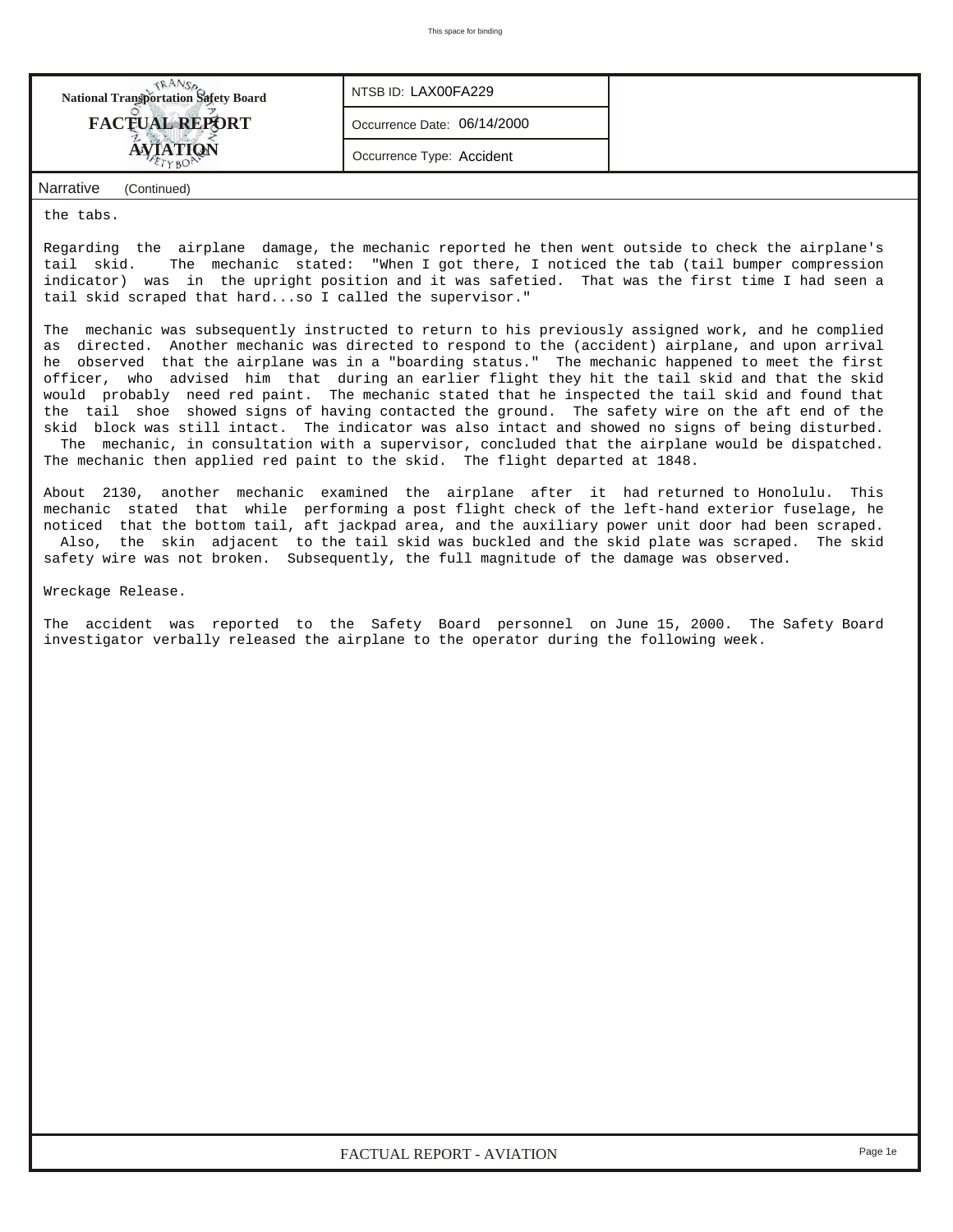| National Transportation Safety Board FACTUAL REPORT AVIATION | NTSB ID: LAX00FA229 |
|---|---|
| | Occurrence Date: 06/14/2000 |
| | Occurrence Type: Accident |

Narrative (Continued)

the tabs.

Regarding the airplane damage, the mechanic reported he then went outside to check the airplane's tail skid. The mechanic stated: "When I got there, I noticed the tab (tail bumper compression indicator) was in the upright position and it was safetied. That was the first time I had seen a tail skid scraped that hard...so I called the supervisor."

The mechanic was subsequently instructed to return to his previously assigned work, and he complied as directed. Another mechanic was directed to respond to the (accident) airplane, and upon arrival he observed that the airplane was in a "boarding status." The mechanic happened to meet the first officer, who advised him that during an earlier flight they hit the tail skid and that the skid would probably need red paint. The mechanic stated that he inspected the tail skid and found that the tail shoe showed signs of having contacted the ground. The safety wire on the aft end of the skid block was still intact. The indicator was also intact and showed no signs of being disturbed. The mechanic, in consultation with a supervisor, concluded that the airplane would be dispatched. The mechanic then applied red paint to the skid. The flight departed at 1848.

About 2130, another mechanic examined the airplane after it had returned to Honolulu. This mechanic stated that while performing a post flight check of the left-hand exterior fuselage, he noticed that the bottom tail, aft jackpad area, and the auxiliary power unit door had been scraped. Also, the skin adjacent to the tail skid was buckled and the skid plate was scraped. The skid safety wire was not broken. Subsequently, the full magnitude of the damage was observed.

Wreckage Release.

The accident was reported to the Safety Board personnel on June 15, 2000. The Safety Board investigator verbally released the airplane to the operator during the following week.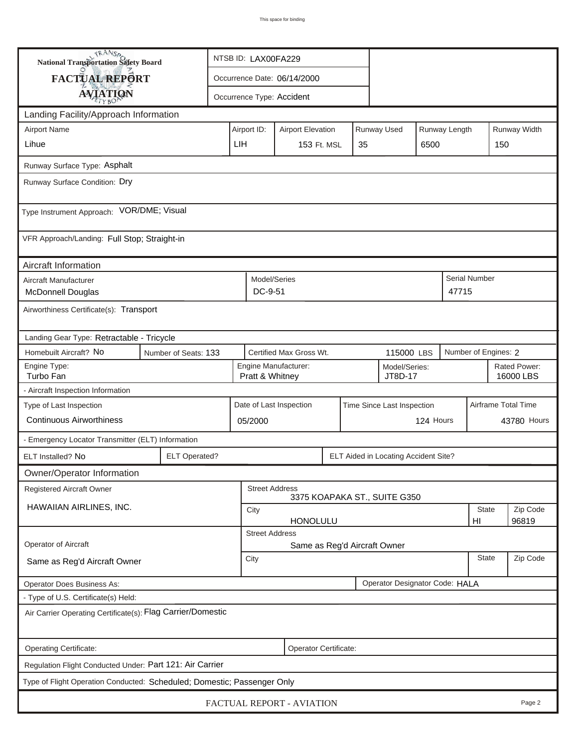# National Transportation Safety Board FACTUAL REPORT AVIATION

| | |
|---|---|
| NTSB ID: LAX00FA229 | |
| Occurrence Date: 06/14/2000 | |
| Occurrence Type: Accident | |

## Landing Facility/Approach Information

| Airport Name | Airport ID: | Airport Elevation | Runway Used | Runway Length | Runway Width |
|---|---|---|---|---|---|
| Lihue | LIH | 153 Ft. MSL | 35 | 6500 | 150 |

Runway Surface Type: Asphalt

Runway Surface Condition: Dry

Type Instrument Approach: VOR/DME; Visual

VFR Approach/Landing: Full Stop; Straight-in

## Aircraft Information

| Aircraft Manufacturer | Model/Series | Serial Number |
|---|---|---|
| McDonnell Douglas | DC-9-51 | 47715 |

Airworthiness Certificate(s): Transport

Landing Gear Type: Retractable - Tricycle

| Homebuilt Aircraft? | Number of Seats: | Certified Max Gross Wt. | Number of Engines: |
|---|---|---|---|
| No | 133 | 115000 LBS | 2 |

| Engine Type: | Engine Manufacturer: | Model/Series: | Rated Power: |
|---|---|---|---|
| Turbo Fan | Pratt & Whitney | JT8D-17 | 16000 LBS |

- Aircraft Inspection Information

| Type of Last Inspection | Date of Last Inspection | Time Since Last Inspection | Airframe Total Time |
|---|---|---|---|
| Continuous Airworthiness | 05/2000 | 124 Hours | 43780 Hours |

- Emergency Locator Transmitter (ELT) Information

| ELT Installed? | ELT Operated? | ELT Aided in Locating Accident Site? |
|---|---|---|
| No | | |

## Owner/Operator Information

| Registered Aircraft Owner | Street Address | | |
|---|---|---|---|
| HAWAIIAN AIRLINES, INC. | 3375 KOAPAKA ST., SUITE G350 | | |
| | City | State | Zip Code |
| | HONOLULU | HI | 96819 |

| Operator of Aircraft | Street Address | | |
|---|---|---|---|
| Same as Reg'd Aircraft Owner | Same as Reg'd Aircraft Owner | | |
| | City | State | Zip Code |
| | | | |

Operator Does Business As:

Operator Designator Code: HALA

- Type of U.S. Certificate(s) Held:

Air Carrier Operating Certificate(s): Flag Carrier/Domestic

Operating Certificate:

Operator Certificate:

Regulation Flight Conducted Under: Part 121: Air Carrier

Type of Flight Operation Conducted: Scheduled; Domestic; Passenger Only

FACTUAL REPORT - AVIATION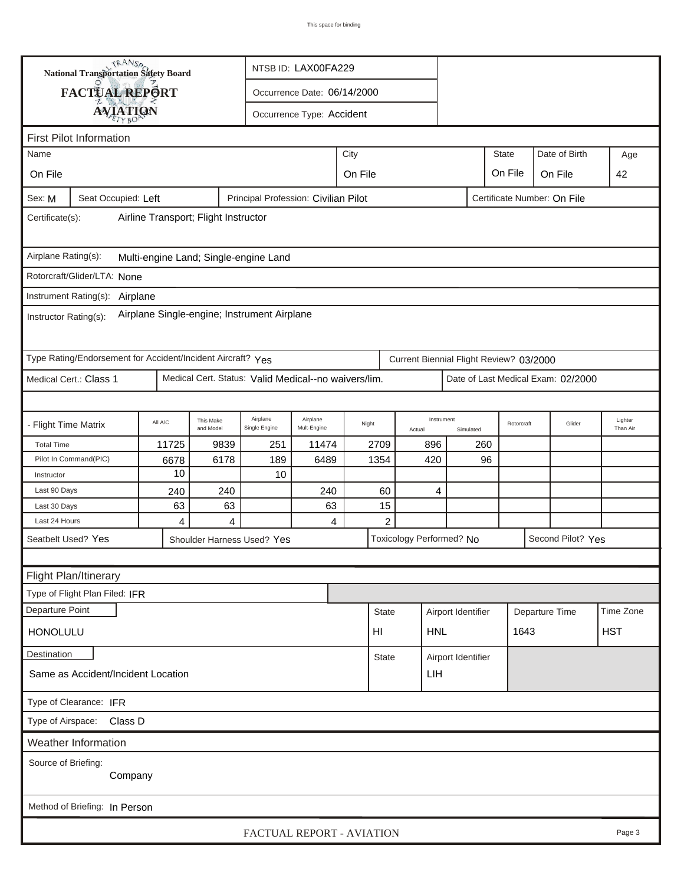National Transportation Safety Board

FACTUAL REPORT

AVIATION

NTSB ID: LAX00FA229

Occurrence Date: 06/14/2000

Occurrence Type: Accident

## First Pilot Information

| Name | City | State | Date of Birth | Age |
|---|---|---|---|---|
| On File | On File | On File | On File | 42 |

Sex: M | Seat Occupied: Left | Principal Profession: Civilian Pilot | Certificate Number: On File

Certificate(s): Airline Transport; Flight Instructor

Airplane Rating(s): Multi-engine Land; Single-engine Land

Rotorcraft/Glider/LTA: None

Instrument Rating(s): Airplane

Instructor Rating(s): Airplane Single-engine; Instrument Airplane

Type Rating/Endorsement for Accident/Incident Aircraft? Yes | Current Biennial Flight Review? 03/2000

Medical Cert.: Class 1 | Medical Cert. Status: Valid Medical--no waivers/lim. | Date of Last Medical Exam: 02/2000

| - Flight Time Matrix | All A/C | This Make and Model | Airplane Single Engine | Airplane Mult-Engine | Night | Instrument Actual | Instrument Simulated | Rotorcraft | Glider | Lighter Than Air |
|---|---|---|---|---|---|---|---|---|---|---|
| Total Time | 11725 | 9839 | 251 | 11474 | 2709 | 896 | 260 | | | |
| Pilot In Command(PIC) | 6678 | 6178 | 189 | 6489 | 1354 | 420 | 96 | | | |
| Instructor | 10 | | 10 | | | | | | | |
| Last 90 Days | 240 | 240 | | 240 | 60 | 4 | | | | |
| Last 30 Days | 63 | 63 | | 63 | 15 | | | | | |
| Last 24 Hours | 4 | 4 | | 4 | 2 | | | | | |

Seatbelt Used? Yes | Shoulder Harness Used? Yes | Toxicology Performed? No | Second Pilot? Yes

## Flight Plan/Itinerary

Type of Flight Plan Filed: IFR

| Departure Point | State | Airport Identifier | Departure Time | Time Zone |
|---|---|---|---|---|
| HONOLULU | HI | HNL | 1643 | HST |

| Destination | State | Airport Identifier |
|---|---|---|
| Same as Accident/Incident Location | | LIH |

Type of Clearance: IFR

Type of Airspace: Class D

## Weather Information

Source of Briefing: Company

Method of Briefing: In Person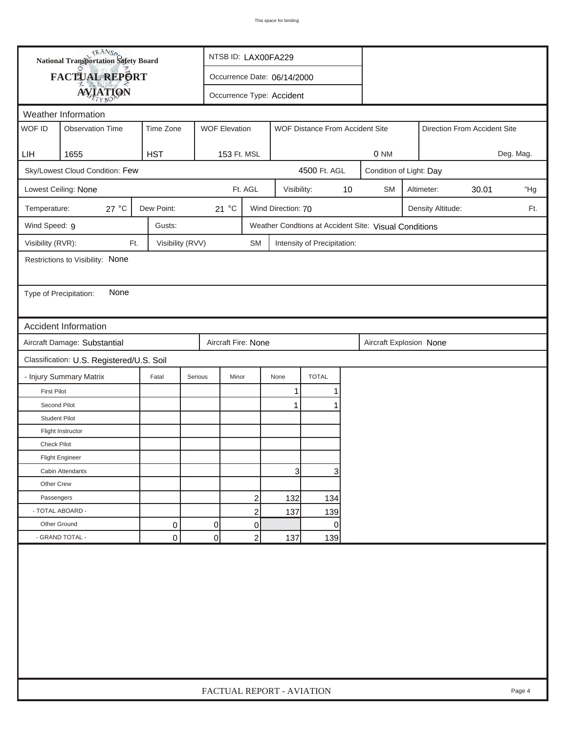This space for binding

**National Transportation Safety Board**

**FACTUAL REPORT**

**AVIATION**

NTSB ID: LAX00FA229

Occurrence Date: 06/14/2000

Occurrence Type: Accident

## Weather Information

| WOF ID | Observation Time | Time Zone | WOF Elevation | WOF Distance From Accident Site | Direction From Accident Site |
|---|---|---|---|---|---|
| LIH | 1655 | HST | 153 Ft. MSL | 0 NM | Deg. Mag. |

Sky/Lowest Cloud Condition: Few 4500 Ft. AGL

Condition of Light: Day

Lowest Ceiling: None Ft. AGL

Visibility: 10 SM

Altimeter: 30.01 "Hg

Temperature: 27 °C

Dew Point: 21 °C

Wind Direction: 70

Density Altitude: Ft.

Wind Speed: 9

Gusts:

Weather Condtions at Accident Site: Visual Conditions

Visibility (RVR): Ft.

Visibility (RVV) SM

Intensity of Precipitation:

Restrictions to Visibility: None

Type of Precipitation: None

## Accident Information

Aircraft Damage: Substantial

Aircraft Fire: None

Aircraft Explosion None

Classification: U.S. Registered/U.S. Soil

| - Injury Summary Matrix | Fatal | Serious | Minor | None | TOTAL |
|---|---|---|---|---|---|
| First Pilot | | | | 1 | 1 |
| Second Pilot | | | | 1 | 1 |
| Student Pilot | | | | | |
| Flight Instructor | | | | | |
| Check Pilot | | | | | |
| Flight Engineer | | | | | |
| Cabin Attendants | | | | 3 | 3 |
| Other Crew | | | | | |
| Passengers | | | 2 | 132 | 134 |
| - TOTAL ABOARD - | | | 2 | 137 | 139 |
| Other Ground | 0 | 0 | 0 | | 0 |
| - GRAND TOTAL - | 0 | 0 | 2 | 137 | 139 |

FACTUAL REPORT - AVIATION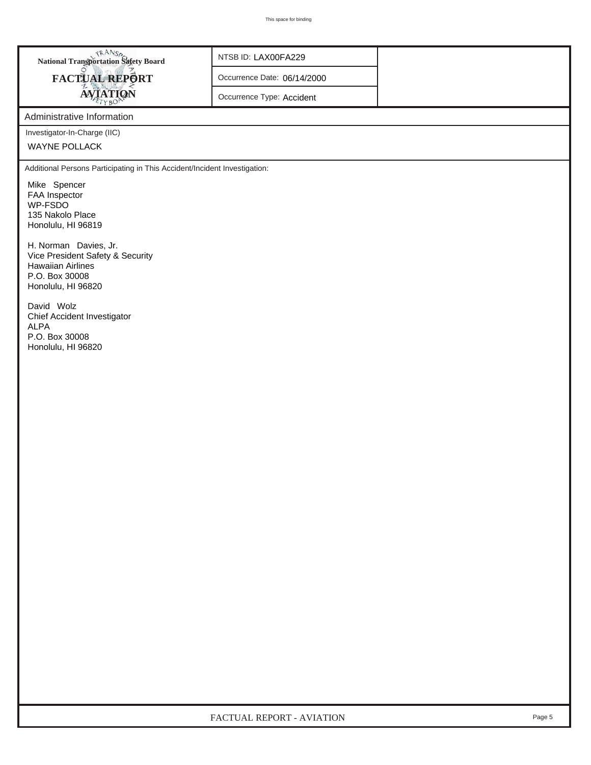National Transportation Safety Board

**FACTUAL REPORT**

**AVIATION**

| | |
|---|---|
| NTSB ID: LAX00FA229 | |
| Occurrence Date: 06/14/2000 | |
| Occurrence Type: Accident | |

## Administrative Information

Investigator-In-Charge (IIC)

WAYNE POLLACK

Additional Persons Participating in This Accident/Incident Investigation:

Mike Spencer
FAA Inspector
WP-FSDO
135 Nakolo Place
Honolulu, HI 96819

H. Norman Davies, Jr.
Vice President Safety & Security
Hawaiian Airlines
P.O. Box 30008
Honolulu, HI 96820

David Wolz
Chief Accident Investigator
ALPA
P.O. Box 30008
Honolulu, HI 96820